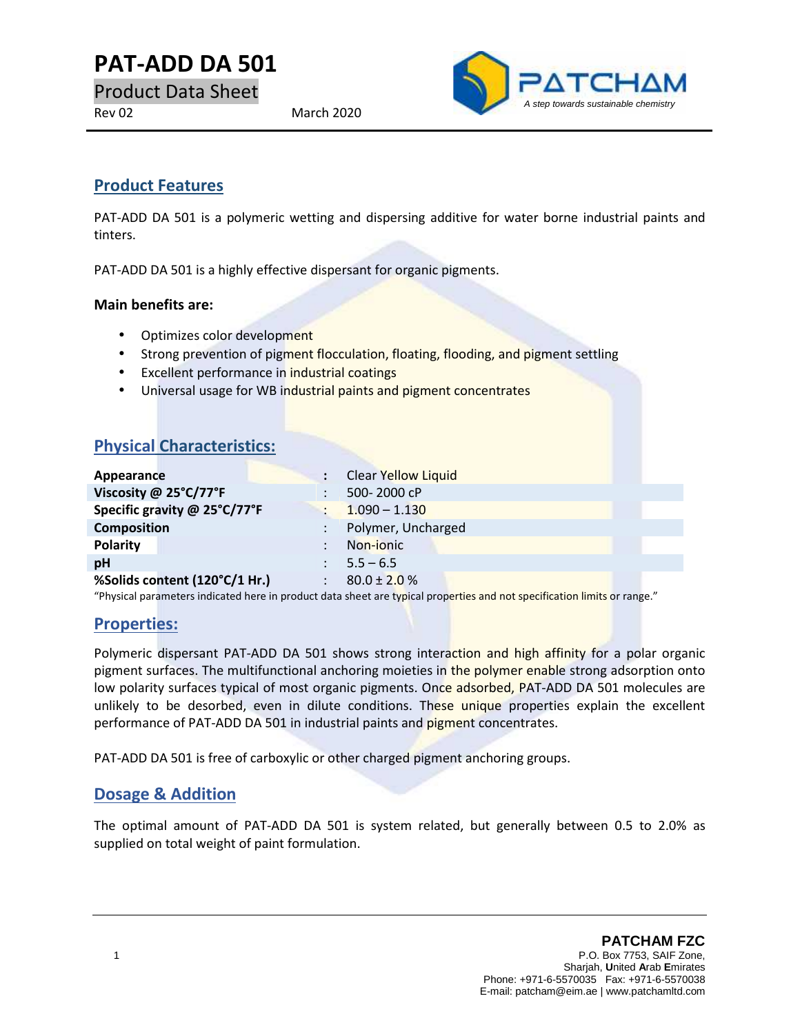# PAT-ADD DA 501

Product Data Sheet

Rev 02 March 2020

PATCHAM

*A step towards sustainable chemistry*

## Product Features

PAT-ADD DA 501 is a polymeric wetting and dispersing additive for water borne industrial paints and tinters.

PAT-ADD DA 501 is a highly effective dispersant for organic pigments.

**Main benefits are:**

- Optimizes color development
- Strong prevention of pigment flocculation, floating, flooding, and pigment settling
- Excellent performance in industrial coatings
- Universal usage for WB industrial paints and pigment concentrates

## Physical Characteristics:

| Property | | Value |
|---|---|---|
| **Appearance** | : | Clear Yellow Liquid |
| **Viscosity @ 25°C/77°F** | : | 500- 2000 cP |
| **Specific gravity @ 25°C/77°F** | : | 1.090 – 1.130 |
| **Composition** | : | Polymer, Uncharged |
| **Polarity** | : | Non-ionic |
| **pH** | : | 5.5 – 6.5 |
| **%Solids content (120°C/1 Hr.)** | : | 80.0 ± 2.0 % |

"Physical parameters indicated here in product data sheet are typical properties and not specification limits or range."

## Properties:

Polymeric dispersant PAT-ADD DA 501 shows strong interaction and high affinity for a polar organic pigment surfaces. The multifunctional anchoring moieties in the polymer enable strong adsorption onto low polarity surfaces typical of most organic pigments. Once adsorbed, PAT-ADD DA 501 molecules are unlikely to be desorbed, even in dilute conditions. These unique properties explain the excellent performance of PAT-ADD DA 501 in industrial paints and pigment concentrates.

PAT-ADD DA 501 is free of carboxylic or other charged pigment anchoring groups.

## Dosage & Addition

The optimal amount of PAT-ADD DA 501 is system related, but generally between 0.5 to 2.0% as supplied on total weight of paint formulation.

**PATCHAM FZC**
P.O. Box 7753, SAIF Zone,
Sharjah, **U**nited **A**rab **E**mirates
Phone: +971-6-5570035 Fax: +971-6-5570038
E-mail: patcham@eim.ae | www.patchamltd.com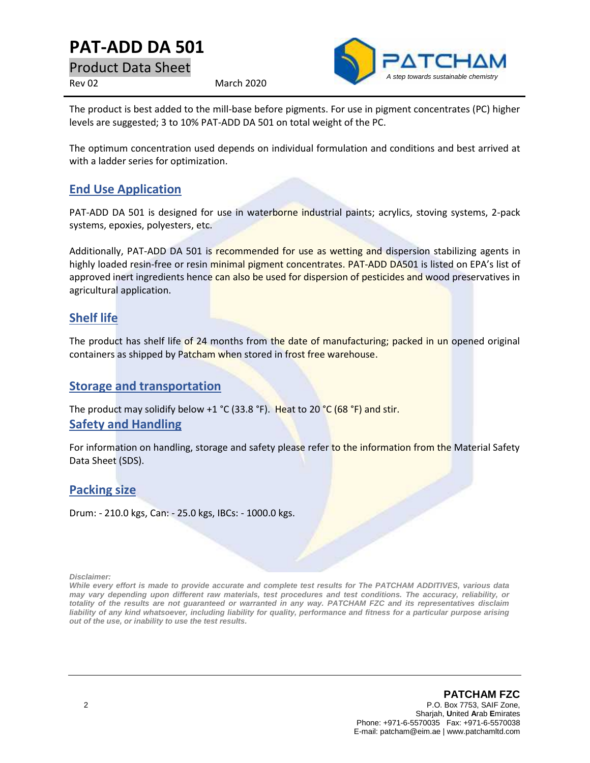The product is best added to the mill-base before pigments. For use in pigment concentrates (PC) higher levels are suggested; 3 to 10% PAT-ADD DA 501 on total weight of the PC.

The optimum concentration used depends on individual formulation and conditions and best arrived at with a ladder series for optimization.

## End Use Application

PAT-ADD DA 501 is designed for use in waterborne industrial paints; acrylics, stoving systems, 2-pack systems, epoxies, polyesters, etc.

Additionally, PAT-ADD DA 501 is recommended for use as wetting and dispersion stabilizing agents in highly loaded resin-free or resin minimal pigment concentrates. PAT-ADD DA501 is listed on EPA's list of approved inert ingredients hence can also be used for dispersion of pesticides and wood preservatives in agricultural application.

## Shelf life

The product has shelf life of 24 months from the date of manufacturing; packed in un opened original containers as shipped by Patcham when stored in frost free warehouse.

## Storage and transportation

The product may solidify below +1 °C (33.8 °F). Heat to 20 °C (68 °F) and stir.

## Safety and Handling

For information on handling, storage and safety please refer to the information from the Material Safety Data Sheet (SDS).

## Packing size

Drum: - 210.0 kgs, Can: - 25.0 kgs, IBCs: - 1000.0 kgs.

***Disclaimer:***
***While every effort is made to provide accurate and complete test results for The PATCHAM ADDITIVES, various data may vary depending upon different raw materials, test procedures and test conditions. The accuracy, reliability, or totality of the results are not guaranteed or warranted in any way. PATCHAM FZC and its representatives disclaim liability of any kind whatsoever, including liability for quality, performance and fitness for a particular purpose arising out of the use, or inability to use the test results.***

**PATCHAM FZC**
P.O. Box 7753, SAIF Zone,
Sharjah, **U**nited **A**rab **E**mirates
Phone: +971-6-5570035 Fax: +971-6-5570038
E-mail: patcham@eim.ae | www.patchamltd.com